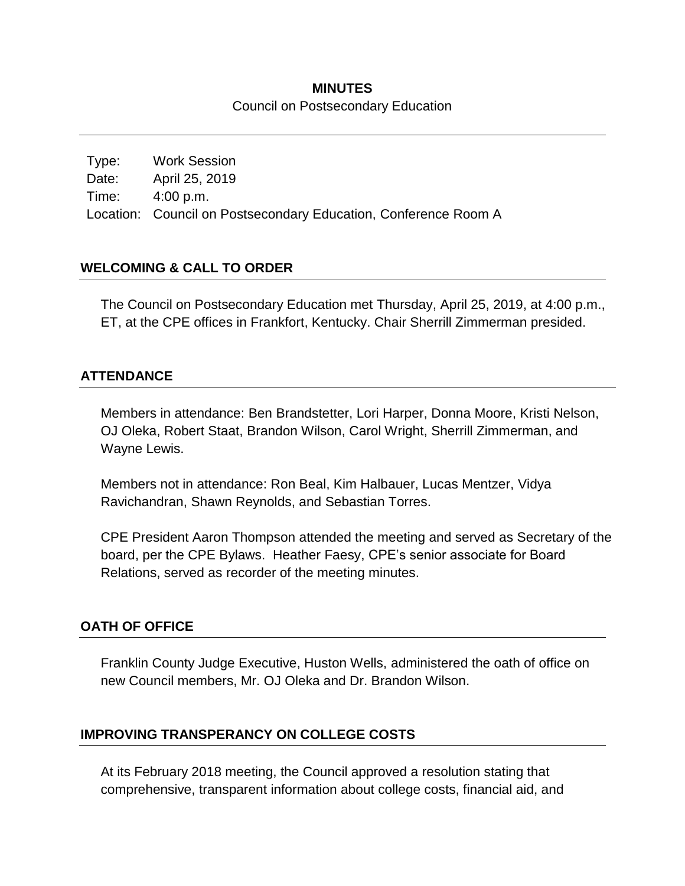# MINUTES

Council on Postsecondary Education

| | |
|---|---|
| Type: | Work Session |
| Date: | April 25, 2019 |
| Time: | 4:00 p.m. |
| Location: | Council on Postsecondary Education, Conference Room A |

## WELCOMING & CALL TO ORDER

The Council on Postsecondary Education met Thursday, April 25, 2019, at 4:00 p.m., ET, at the CPE offices in Frankfort, Kentucky. Chair Sherrill Zimmerman presided.

## ATTENDANCE

Members in attendance: Ben Brandstetter, Lori Harper, Donna Moore, Kristi Nelson, OJ Oleka, Robert Staat, Brandon Wilson, Carol Wright, Sherrill Zimmerman, and Wayne Lewis.

Members not in attendance: Ron Beal, Kim Halbauer, Lucas Mentzer, Vidya Ravichandran, Shawn Reynolds, and Sebastian Torres.

CPE President Aaron Thompson attended the meeting and served as Secretary of the board, per the CPE Bylaws. Heather Faesy, CPE's senior associate for Board Relations, served as recorder of the meeting minutes.

## OATH OF OFFICE

Franklin County Judge Executive, Huston Wells, administered the oath of office on new Council members, Mr. OJ Oleka and Dr. Brandon Wilson.

## IMPROVING TRANSPERANCY ON COLLEGE COSTS

At its February 2018 meeting, the Council approved a resolution stating that comprehensive, transparent information about college costs, financial aid, and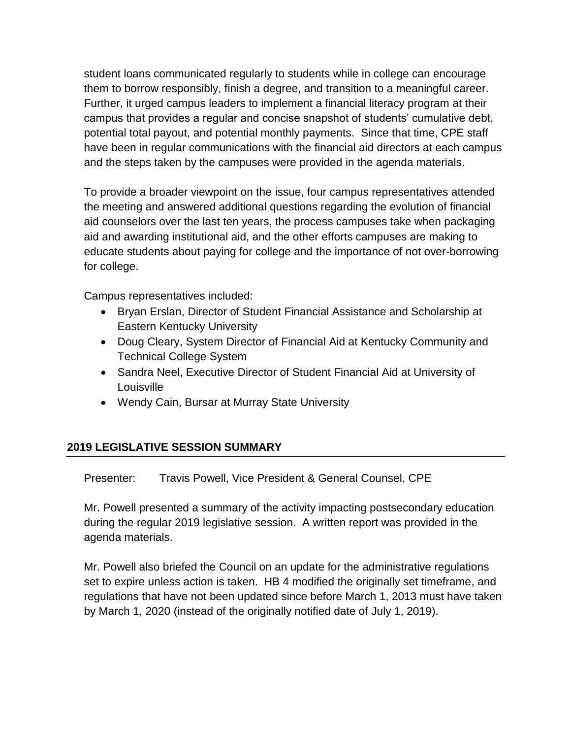student loans communicated regularly to students while in college can encourage them to borrow responsibly, finish a degree, and transition to a meaningful career. Further, it urged campus leaders to implement a financial literacy program at their campus that provides a regular and concise snapshot of students' cumulative debt, potential total payout, and potential monthly payments. Since that time, CPE staff have been in regular communications with the financial aid directors at each campus and the steps taken by the campuses were provided in the agenda materials.

To provide a broader viewpoint on the issue, four campus representatives attended the meeting and answered additional questions regarding the evolution of financial aid counselors over the last ten years, the process campuses take when packaging aid and awarding institutional aid, and the other efforts campuses are making to educate students about paying for college and the importance of not over-borrowing for college.

Campus representatives included:

- Bryan Erslan, Director of Student Financial Assistance and Scholarship at Eastern Kentucky University
- Doug Cleary, System Director of Financial Aid at Kentucky Community and Technical College System
- Sandra Neel, Executive Director of Student Financial Aid at University of Louisville
- Wendy Cain, Bursar at Murray State University

## 2019 LEGISLATIVE SESSION SUMMARY

Presenter: Travis Powell, Vice President & General Counsel, CPE

Mr. Powell presented a summary of the activity impacting postsecondary education during the regular 2019 legislative session. A written report was provided in the agenda materials.

Mr. Powell also briefed the Council on an update for the administrative regulations set to expire unless action is taken. HB 4 modified the originally set timeframe, and regulations that have not been updated since before March 1, 2013 must have taken by March 1, 2020 (instead of the originally notified date of July 1, 2019).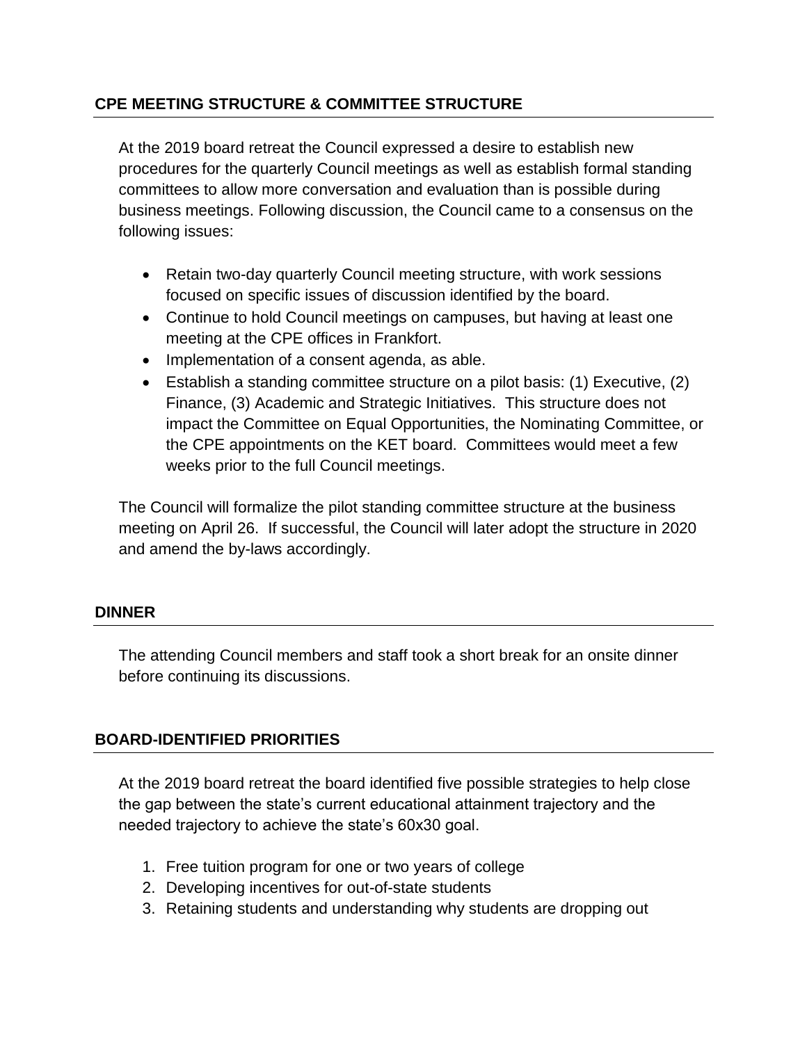## CPE MEETING STRUCTURE & COMMITTEE STRUCTURE

At the 2019 board retreat the Council expressed a desire to establish new procedures for the quarterly Council meetings as well as establish formal standing committees to allow more conversation and evaluation than is possible during business meetings. Following discussion, the Council came to a consensus on the following issues:

- Retain two-day quarterly Council meeting structure, with work sessions focused on specific issues of discussion identified by the board.
- Continue to hold Council meetings on campuses, but having at least one meeting at the CPE offices in Frankfort.
- Implementation of a consent agenda, as able.
- Establish a standing committee structure on a pilot basis: (1) Executive, (2) Finance, (3) Academic and Strategic Initiatives. This structure does not impact the Committee on Equal Opportunities, the Nominating Committee, or the CPE appointments on the KET board. Committees would meet a few weeks prior to the full Council meetings.

The Council will formalize the pilot standing committee structure at the business meeting on April 26. If successful, the Council will later adopt the structure in 2020 and amend the by-laws accordingly.

## DINNER

The attending Council members and staff took a short break for an onsite dinner before continuing its discussions.

## BOARD-IDENTIFIED PRIORITIES

At the 2019 board retreat the board identified five possible strategies to help close the gap between the state's current educational attainment trajectory and the needed trajectory to achieve the state's 60x30 goal.

1. Free tuition program for one or two years of college
2. Developing incentives for out-of-state students
3. Retaining students and understanding why students are dropping out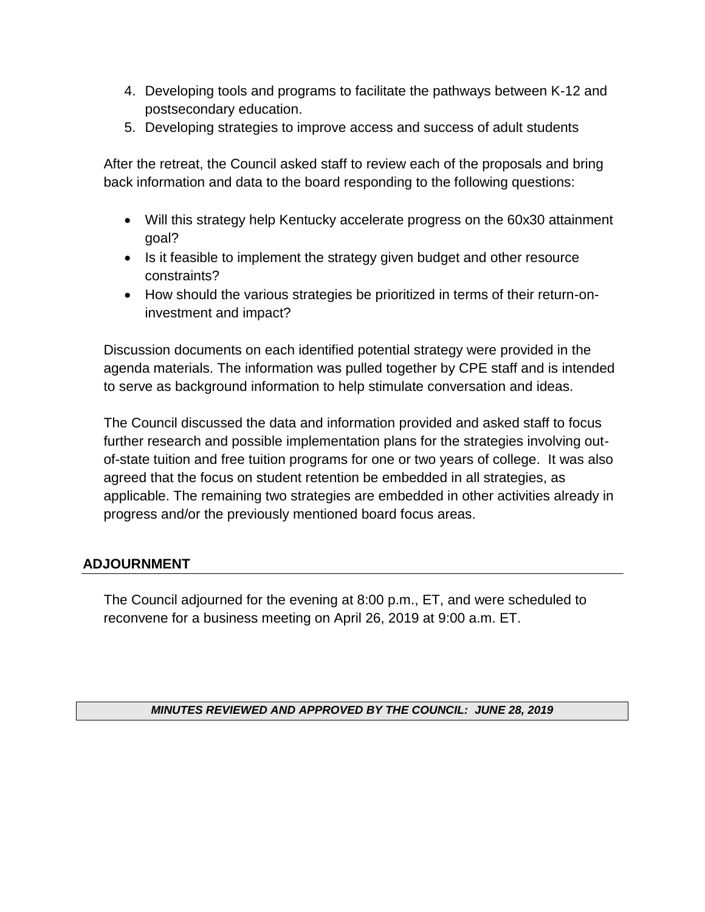4. Developing tools and programs to facilitate the pathways between K-12 and postsecondary education.
5. Developing strategies to improve access and success of adult students

After the retreat, the Council asked staff to review each of the proposals and bring back information and data to the board responding to the following questions:

- Will this strategy help Kentucky accelerate progress on the 60x30 attainment goal?
- Is it feasible to implement the strategy given budget and other resource constraints?
- How should the various strategies be prioritized in terms of their return-on-investment and impact?

Discussion documents on each identified potential strategy were provided in the agenda materials. The information was pulled together by CPE staff and is intended to serve as background information to help stimulate conversation and ideas.

The Council discussed the data and information provided and asked staff to focus further research and possible implementation plans for the strategies involving out-of-state tuition and free tuition programs for one or two years of college. It was also agreed that the focus on student retention be embedded in all strategies, as applicable. The remaining two strategies are embedded in other activities already in progress and/or the previously mentioned board focus areas.

## ADJOURNMENT

The Council adjourned for the evening at 8:00 p.m., ET, and were scheduled to reconvene for a business meeting on April 26, 2019 at 9:00 a.m. ET.

***MINUTES REVIEWED AND APPROVED BY THE COUNCIL: JUNE 28, 2019***